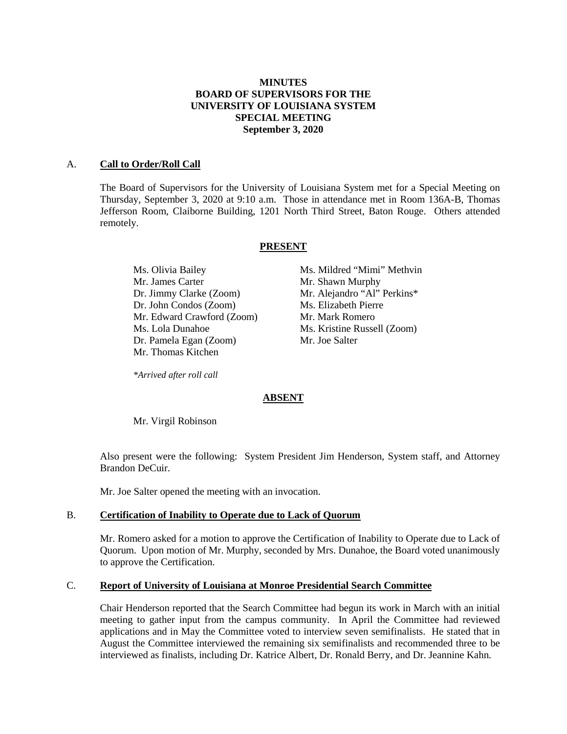**MINUTES**
**BOARD OF SUPERVISORS FOR THE**
**UNIVERSITY OF LOUISIANA SYSTEM**
**SPECIAL MEETING**
**September 3, 2020**

## A. Call to Order/Roll Call

The Board of Supervisors for the University of Louisiana System met for a Special Meeting on Thursday, September 3, 2020 at 9:10 a.m. Those in attendance met in Room 136A-B, Thomas Jefferson Room, Claiborne Building, 1201 North Third Street, Baton Rouge. Others attended remotely.

**PRESENT**

Ms. Olivia Bailey
Mr. James Carter
Dr. Jimmy Clarke (Zoom)
Dr. John Condos (Zoom)
Mr. Edward Crawford (Zoom)
Ms. Lola Dunahoe
Dr. Pamela Egan (Zoom)
Mr. Thomas Kitchen
Ms. Mildred "Mimi" Methvin
Mr. Shawn Murphy
Mr. Alejandro "Al" Perkins*
Ms. Elizabeth Pierre
Mr. Mark Romero
Ms. Kristine Russell (Zoom)
Mr. Joe Salter

*\*Arrived after roll call*

**ABSENT**

Mr. Virgil Robinson

Also present were the following: System President Jim Henderson, System staff, and Attorney Brandon DeCuir.

Mr. Joe Salter opened the meeting with an invocation.

## B. Certification of Inability to Operate due to Lack of Quorum

Mr. Romero asked for a motion to approve the Certification of Inability to Operate due to Lack of Quorum. Upon motion of Mr. Murphy, seconded by Mrs. Dunahoe, the Board voted unanimously to approve the Certification.

## C. Report of University of Louisiana at Monroe Presidential Search Committee

Chair Henderson reported that the Search Committee had begun its work in March with an initial meeting to gather input from the campus community. In April the Committee had reviewed applications and in May the Committee voted to interview seven semifinalists. He stated that in August the Committee interviewed the remaining six semifinalists and recommended three to be interviewed as finalists, including Dr. Katrice Albert, Dr. Ronald Berry, and Dr. Jeannine Kahn.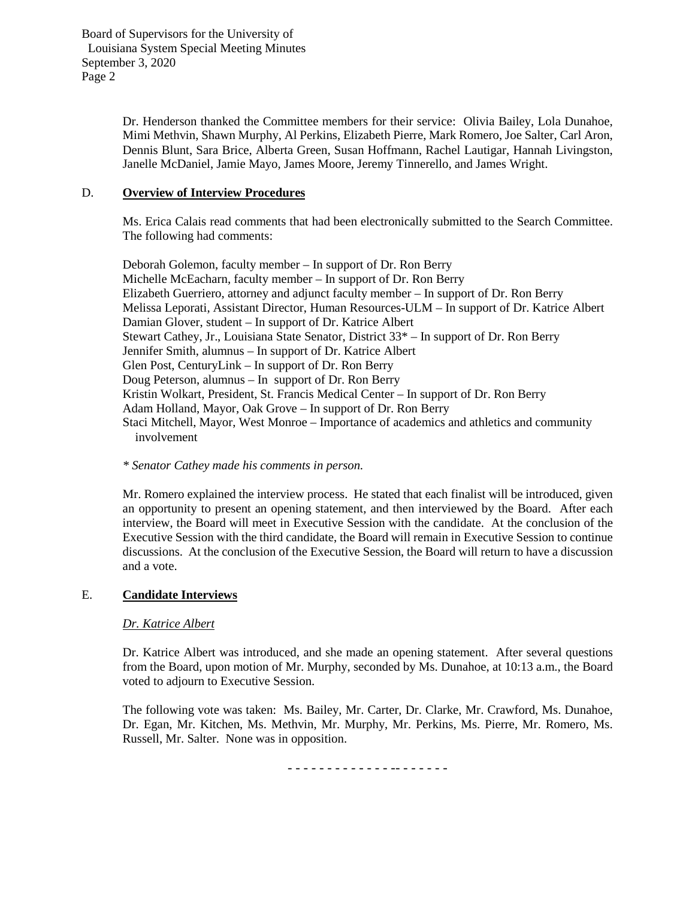Dr. Henderson thanked the Committee members for their service: Olivia Bailey, Lola Dunahoe, Mimi Methvin, Shawn Murphy, Al Perkins, Elizabeth Pierre, Mark Romero, Joe Salter, Carl Aron, Dennis Blunt, Sara Brice, Alberta Green, Susan Hoffmann, Rachel Lautigar, Hannah Livingston, Janelle McDaniel, Jamie Mayo, James Moore, Jeremy Tinnerello, and James Wright.

## D. **Overview of Interview Procedures**

Ms. Erica Calais read comments that had been electronically submitted to the Search Committee. The following had comments:

Deborah Golemon, faculty member – In support of Dr. Ron Berry
Michelle McEacharn, faculty member – In support of Dr. Ron Berry
Elizabeth Guerriero, attorney and adjunct faculty member – In support of Dr. Ron Berry
Melissa Leporati, Assistant Director, Human Resources-ULM – In support of Dr. Katrice Albert
Damian Glover, student – In support of Dr. Katrice Albert
Stewart Cathey, Jr., Louisiana State Senator, District 33* – In support of Dr. Ron Berry
Jennifer Smith, alumnus – In support of Dr. Katrice Albert
Glen Post, CenturyLink – In support of Dr. Ron Berry
Doug Peterson, alumnus – In support of Dr. Ron Berry
Kristin Wolkart, President, St. Francis Medical Center – In support of Dr. Ron Berry
Adam Holland, Mayor, Oak Grove – In support of Dr. Ron Berry
Staci Mitchell, Mayor, West Monroe – Importance of academics and athletics and community involvement

*\* Senator Cathey made his comments in person.*

Mr. Romero explained the interview process. He stated that each finalist will be introduced, given an opportunity to present an opening statement, and then interviewed by the Board. After each interview, the Board will meet in Executive Session with the candidate. At the conclusion of the Executive Session with the third candidate, the Board will remain in Executive Session to continue discussions. At the conclusion of the Executive Session, the Board will return to have a discussion and a vote.

## E. **Candidate Interviews**

*Dr. Katrice Albert*

Dr. Katrice Albert was introduced, and she made an opening statement. After several questions from the Board, upon motion of Mr. Murphy, seconded by Ms. Dunahoe, at 10:13 a.m., the Board voted to adjourn to Executive Session.

The following vote was taken: Ms. Bailey, Mr. Carter, Dr. Clarke, Mr. Crawford, Ms. Dunahoe, Dr. Egan, Mr. Kitchen, Ms. Methvin, Mr. Murphy, Mr. Perkins, Ms. Pierre, Mr. Romero, Ms. Russell, Mr. Salter. None was in opposition.

- - - - - - - - - - - - - -- - - - - - -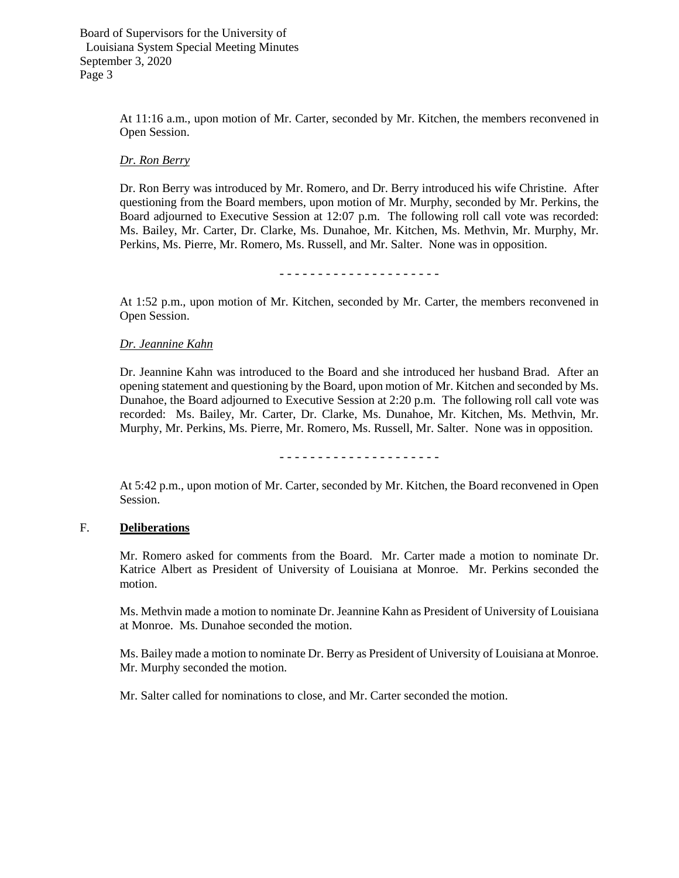At 11:16 a.m., upon motion of Mr. Carter, seconded by Mr. Kitchen, the members reconvened in Open Session.

*Dr. Ron Berry*

Dr. Ron Berry was introduced by Mr. Romero, and Dr. Berry introduced his wife Christine. After questioning from the Board members, upon motion of Mr. Murphy, seconded by Mr. Perkins, the Board adjourned to Executive Session at 12:07 p.m. The following roll call vote was recorded: Ms. Bailey, Mr. Carter, Dr. Clarke, Ms. Dunahoe, Mr. Kitchen, Ms. Methvin, Mr. Murphy, Mr. Perkins, Ms. Pierre, Mr. Romero, Ms. Russell, and Mr. Salter. None was in opposition.

\- - - - - - - - - - - - - - - - - - - -

At 1:52 p.m., upon motion of Mr. Kitchen, seconded by Mr. Carter, the members reconvened in Open Session.

*Dr. Jeannine Kahn*

Dr. Jeannine Kahn was introduced to the Board and she introduced her husband Brad. After an opening statement and questioning by the Board, upon motion of Mr. Kitchen and seconded by Ms. Dunahoe, the Board adjourned to Executive Session at 2:20 p.m. The following roll call vote was recorded: Ms. Bailey, Mr. Carter, Dr. Clarke, Ms. Dunahoe, Mr. Kitchen, Ms. Methvin, Mr. Murphy, Mr. Perkins, Ms. Pierre, Mr. Romero, Ms. Russell, Mr. Salter. None was in opposition.

\- - - - - - - - - - - - - - - - - - - -

At 5:42 p.m., upon motion of Mr. Carter, seconded by Mr. Kitchen, the Board reconvened in Open Session.

## F. **Deliberations**

Mr. Romero asked for comments from the Board. Mr. Carter made a motion to nominate Dr. Katrice Albert as President of University of Louisiana at Monroe. Mr. Perkins seconded the motion.

Ms. Methvin made a motion to nominate Dr. Jeannine Kahn as President of University of Louisiana at Monroe. Ms. Dunahoe seconded the motion.

Ms. Bailey made a motion to nominate Dr. Berry as President of University of Louisiana at Monroe. Mr. Murphy seconded the motion.

Mr. Salter called for nominations to close, and Mr. Carter seconded the motion.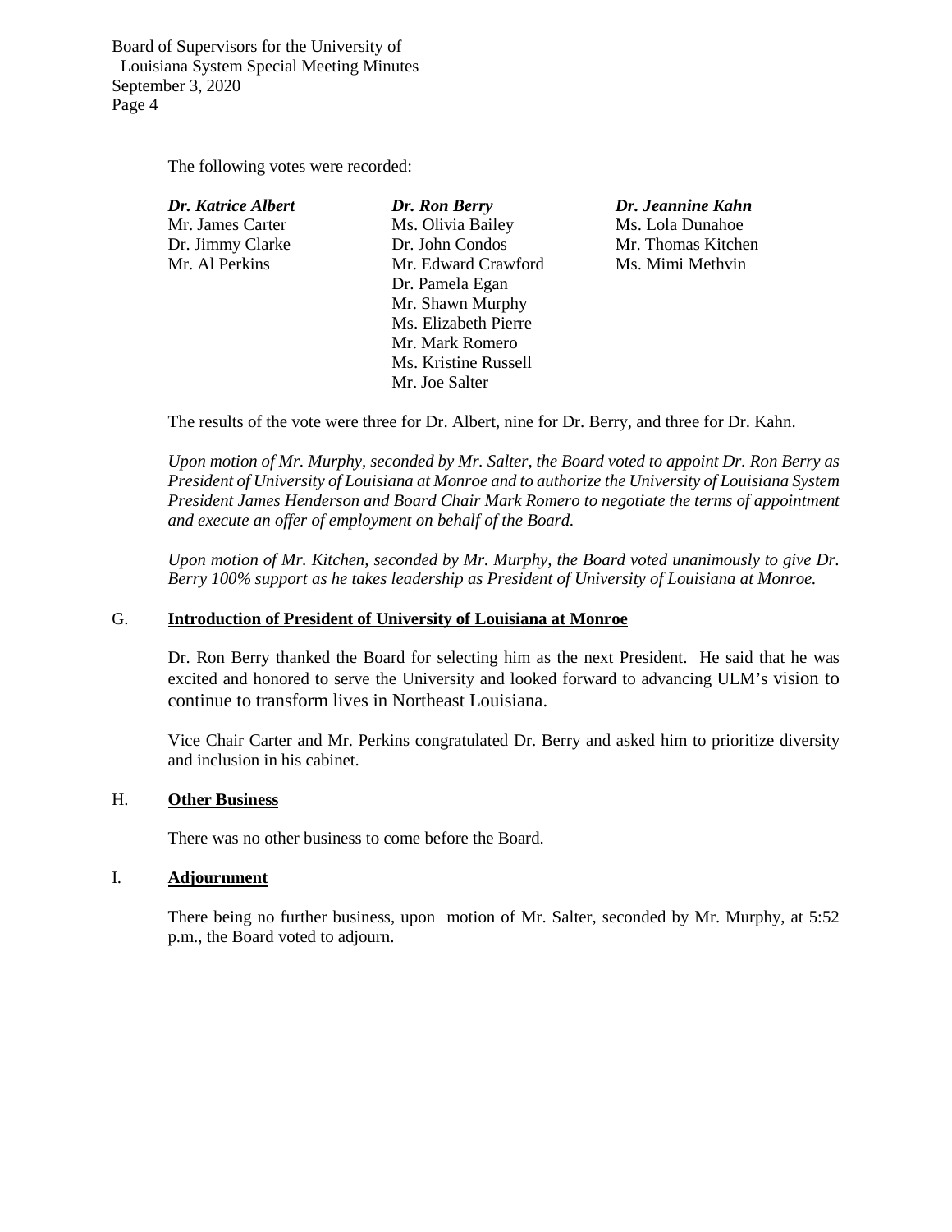The following votes were recorded:

| ***Dr. Katrice Albert*** | ***Dr. Ron Berry*** | ***Dr. Jeannine Kahn*** |
| --- | --- | --- |
| Mr. James Carter | Ms. Olivia Bailey | Ms. Lola Dunahoe |
| Dr. Jimmy Clarke | Dr. John Condos | Mr. Thomas Kitchen |
| Mr. Al Perkins | Mr. Edward Crawford | Ms. Mimi Methvin |
| | Dr. Pamela Egan | |
| | Mr. Shawn Murphy | |
| | Ms. Elizabeth Pierre | |
| | Mr. Mark Romero | |
| | Ms. Kristine Russell | |
| | Mr. Joe Salter | |

The results of the vote were three for Dr. Albert, nine for Dr. Berry, and three for Dr. Kahn.

*Upon motion of Mr. Murphy, seconded by Mr. Salter, the Board voted to appoint Dr. Ron Berry as President of University of Louisiana at Monroe and to authorize the University of Louisiana System President James Henderson and Board Chair Mark Romero to negotiate the terms of appointment and execute an offer of employment on behalf of the Board.*

*Upon motion of Mr. Kitchen, seconded by Mr. Murphy, the Board voted unanimously to give Dr. Berry 100% support as he takes leadership as President of University of Louisiana at Monroe.*

## G. **Introduction of President of University of Louisiana at Monroe**

Dr. Ron Berry thanked the Board for selecting him as the next President. He said that he was excited and honored to serve the University and looked forward to advancing ULM's vision to continue to transform lives in Northeast Louisiana.

Vice Chair Carter and Mr. Perkins congratulated Dr. Berry and asked him to prioritize diversity and inclusion in his cabinet.

## H. **Other Business**

There was no other business to come before the Board.

## I. **Adjournment**

There being no further business, upon motion of Mr. Salter, seconded by Mr. Murphy, at 5:52 p.m., the Board voted to adjourn.